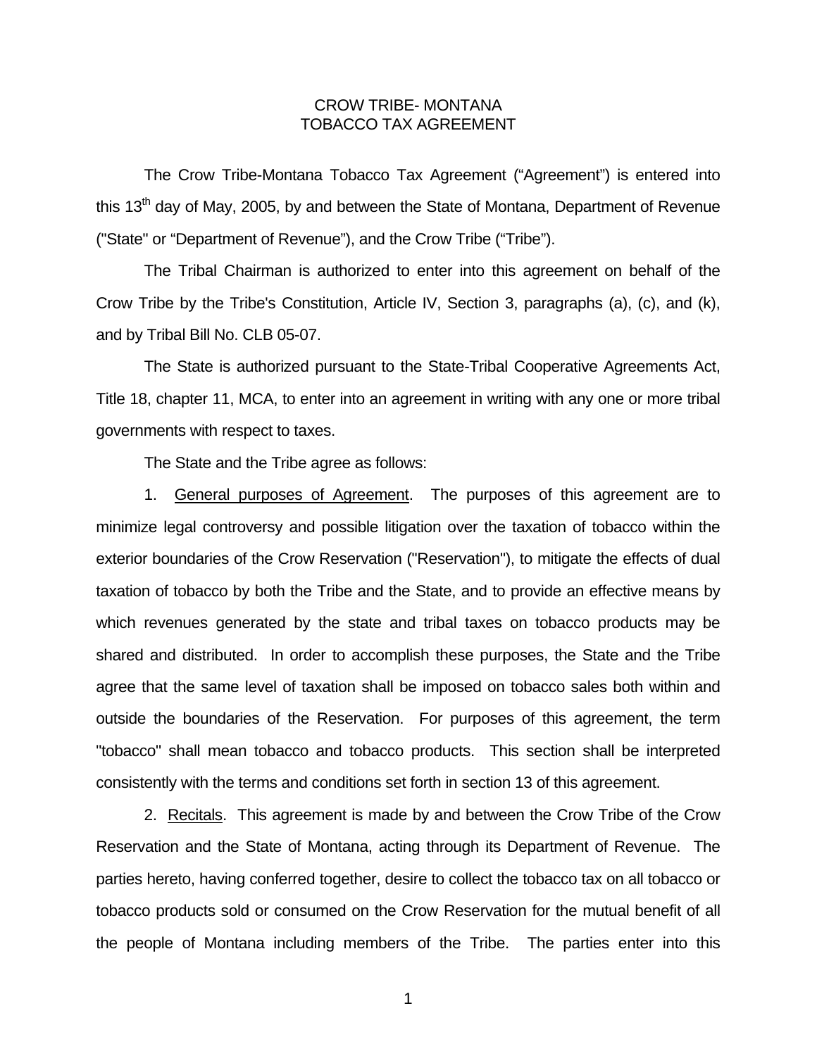# CROW TRIBE- MONTANA
# TOBACCO TAX AGREEMENT

The Crow Tribe-Montana Tobacco Tax Agreement ("Agreement") is entered into this 13th day of May, 2005, by and between the State of Montana, Department of Revenue ("State" or "Department of Revenue"), and the Crow Tribe ("Tribe").

The Tribal Chairman is authorized to enter into this agreement on behalf of the Crow Tribe by the Tribe's Constitution, Article IV, Section 3, paragraphs (a), (c), and (k), and by Tribal Bill No. CLB 05-07.

The State is authorized pursuant to the State-Tribal Cooperative Agreements Act, Title 18, chapter 11, MCA, to enter into an agreement in writing with any one or more tribal governments with respect to taxes.

The State and the Tribe agree as follows:

1. General purposes of Agreement. The purposes of this agreement are to minimize legal controversy and possible litigation over the taxation of tobacco within the exterior boundaries of the Crow Reservation ("Reservation"), to mitigate the effects of dual taxation of tobacco by both the Tribe and the State, and to provide an effective means by which revenues generated by the state and tribal taxes on tobacco products may be shared and distributed. In order to accomplish these purposes, the State and the Tribe agree that the same level of taxation shall be imposed on tobacco sales both within and outside the boundaries of the Reservation. For purposes of this agreement, the term "tobacco" shall mean tobacco and tobacco products. This section shall be interpreted consistently with the terms and conditions set forth in section 13 of this agreement.

2. Recitals. This agreement is made by and between the Crow Tribe of the Crow Reservation and the State of Montana, acting through its Department of Revenue. The parties hereto, having conferred together, desire to collect the tobacco tax on all tobacco or tobacco products sold or consumed on the Crow Reservation for the mutual benefit of all the people of Montana including members of the Tribe. The parties enter into this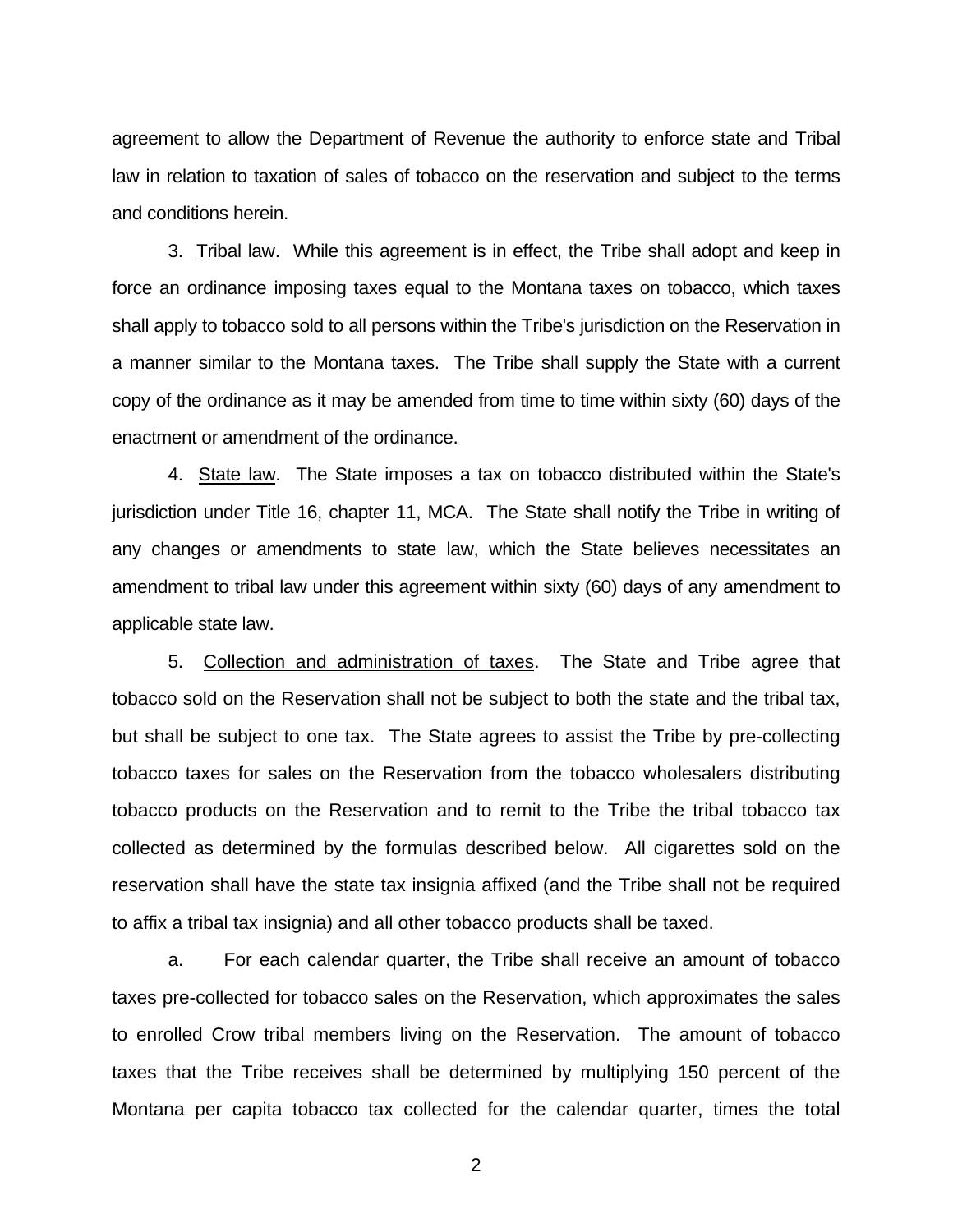agreement to allow the Department of Revenue the authority to enforce state and Tribal law in relation to taxation of sales of tobacco on the reservation and subject to the terms and conditions herein.

3. Tribal law. While this agreement is in effect, the Tribe shall adopt and keep in force an ordinance imposing taxes equal to the Montana taxes on tobacco, which taxes shall apply to tobacco sold to all persons within the Tribe's jurisdiction on the Reservation in a manner similar to the Montana taxes. The Tribe shall supply the State with a current copy of the ordinance as it may be amended from time to time within sixty (60) days of the enactment or amendment of the ordinance.

4. State law. The State imposes a tax on tobacco distributed within the State's jurisdiction under Title 16, chapter 11, MCA. The State shall notify the Tribe in writing of any changes or amendments to state law, which the State believes necessitates an amendment to tribal law under this agreement within sixty (60) days of any amendment to applicable state law.

5. Collection and administration of taxes. The State and Tribe agree that tobacco sold on the Reservation shall not be subject to both the state and the tribal tax, but shall be subject to one tax. The State agrees to assist the Tribe by pre-collecting tobacco taxes for sales on the Reservation from the tobacco wholesalers distributing tobacco products on the Reservation and to remit to the Tribe the tribal tobacco tax collected as determined by the formulas described below. All cigarettes sold on the reservation shall have the state tax insignia affixed (and the Tribe shall not be required to affix a tribal tax insignia) and all other tobacco products shall be taxed.

a. For each calendar quarter, the Tribe shall receive an amount of tobacco taxes pre-collected for tobacco sales on the Reservation, which approximates the sales to enrolled Crow tribal members living on the Reservation. The amount of tobacco taxes that the Tribe receives shall be determined by multiplying 150 percent of the Montana per capita tobacco tax collected for the calendar quarter, times the total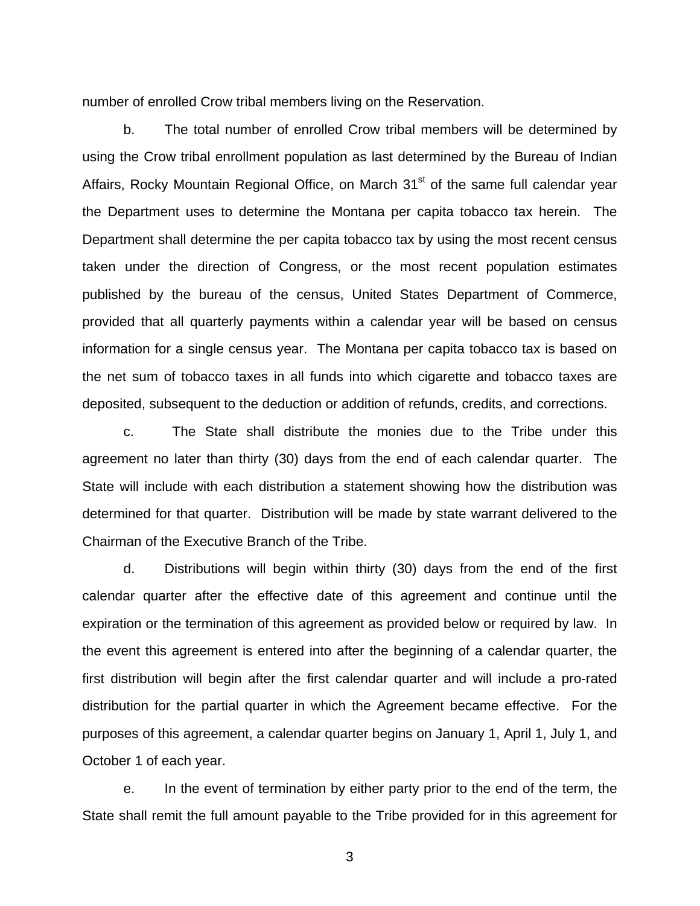number of enrolled Crow tribal members living on the Reservation.

b. The total number of enrolled Crow tribal members will be determined by using the Crow tribal enrollment population as last determined by the Bureau of Indian Affairs, Rocky Mountain Regional Office, on March 31st of the same full calendar year the Department uses to determine the Montana per capita tobacco tax herein. The Department shall determine the per capita tobacco tax by using the most recent census taken under the direction of Congress, or the most recent population estimates published by the bureau of the census, United States Department of Commerce, provided that all quarterly payments within a calendar year will be based on census information for a single census year. The Montana per capita tobacco tax is based on the net sum of tobacco taxes in all funds into which cigarette and tobacco taxes are deposited, subsequent to the deduction or addition of refunds, credits, and corrections.

c. The State shall distribute the monies due to the Tribe under this agreement no later than thirty (30) days from the end of each calendar quarter. The State will include with each distribution a statement showing how the distribution was determined for that quarter. Distribution will be made by state warrant delivered to the Chairman of the Executive Branch of the Tribe.

d. Distributions will begin within thirty (30) days from the end of the first calendar quarter after the effective date of this agreement and continue until the expiration or the termination of this agreement as provided below or required by law. In the event this agreement is entered into after the beginning of a calendar quarter, the first distribution will begin after the first calendar quarter and will include a pro-rated distribution for the partial quarter in which the Agreement became effective. For the purposes of this agreement, a calendar quarter begins on January 1, April 1, July 1, and October 1 of each year.

e. In the event of termination by either party prior to the end of the term, the State shall remit the full amount payable to the Tribe provided for in this agreement for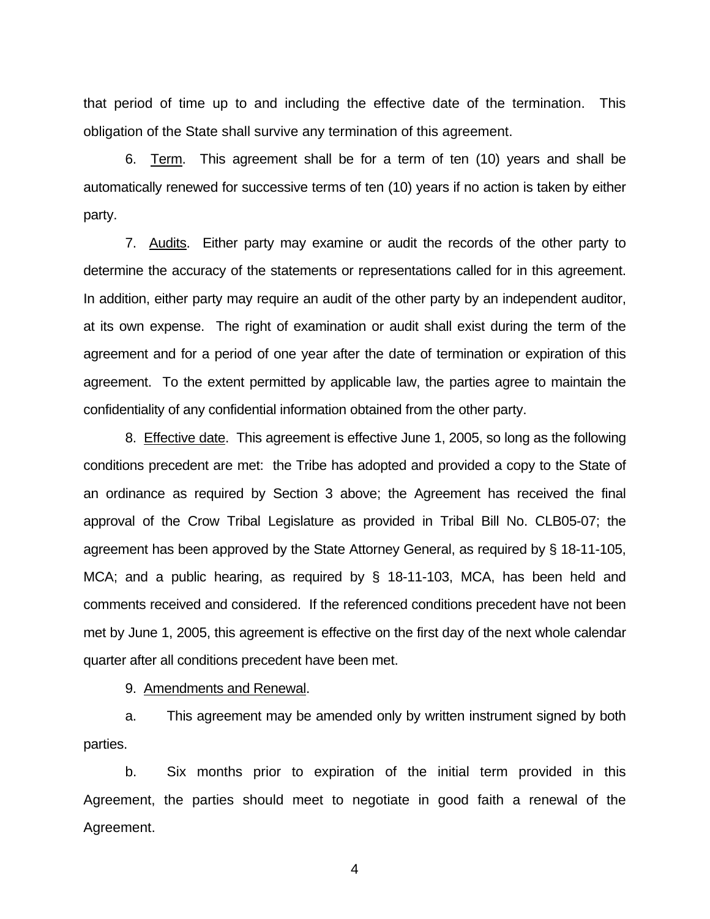that period of time up to and including the effective date of the termination. This obligation of the State shall survive any termination of this agreement.

6. Term. This agreement shall be for a term of ten (10) years and shall be automatically renewed for successive terms of ten (10) years if no action is taken by either party.

7. Audits. Either party may examine or audit the records of the other party to determine the accuracy of the statements or representations called for in this agreement. In addition, either party may require an audit of the other party by an independent auditor, at its own expense. The right of examination or audit shall exist during the term of the agreement and for a period of one year after the date of termination or expiration of this agreement. To the extent permitted by applicable law, the parties agree to maintain the confidentiality of any confidential information obtained from the other party.

8. Effective date. This agreement is effective June 1, 2005, so long as the following conditions precedent are met: the Tribe has adopted and provided a copy to the State of an ordinance as required by Section 3 above; the Agreement has received the final approval of the Crow Tribal Legislature as provided in Tribal Bill No. CLB05-07; the agreement has been approved by the State Attorney General, as required by § 18-11-105, MCA; and a public hearing, as required by § 18-11-103, MCA, has been held and comments received and considered. If the referenced conditions precedent have not been met by June 1, 2005, this agreement is effective on the first day of the next whole calendar quarter after all conditions precedent have been met.

9. Amendments and Renewal.

a. This agreement may be amended only by written instrument signed by both parties.

b. Six months prior to expiration of the initial term provided in this Agreement, the parties should meet to negotiate in good faith a renewal of the Agreement.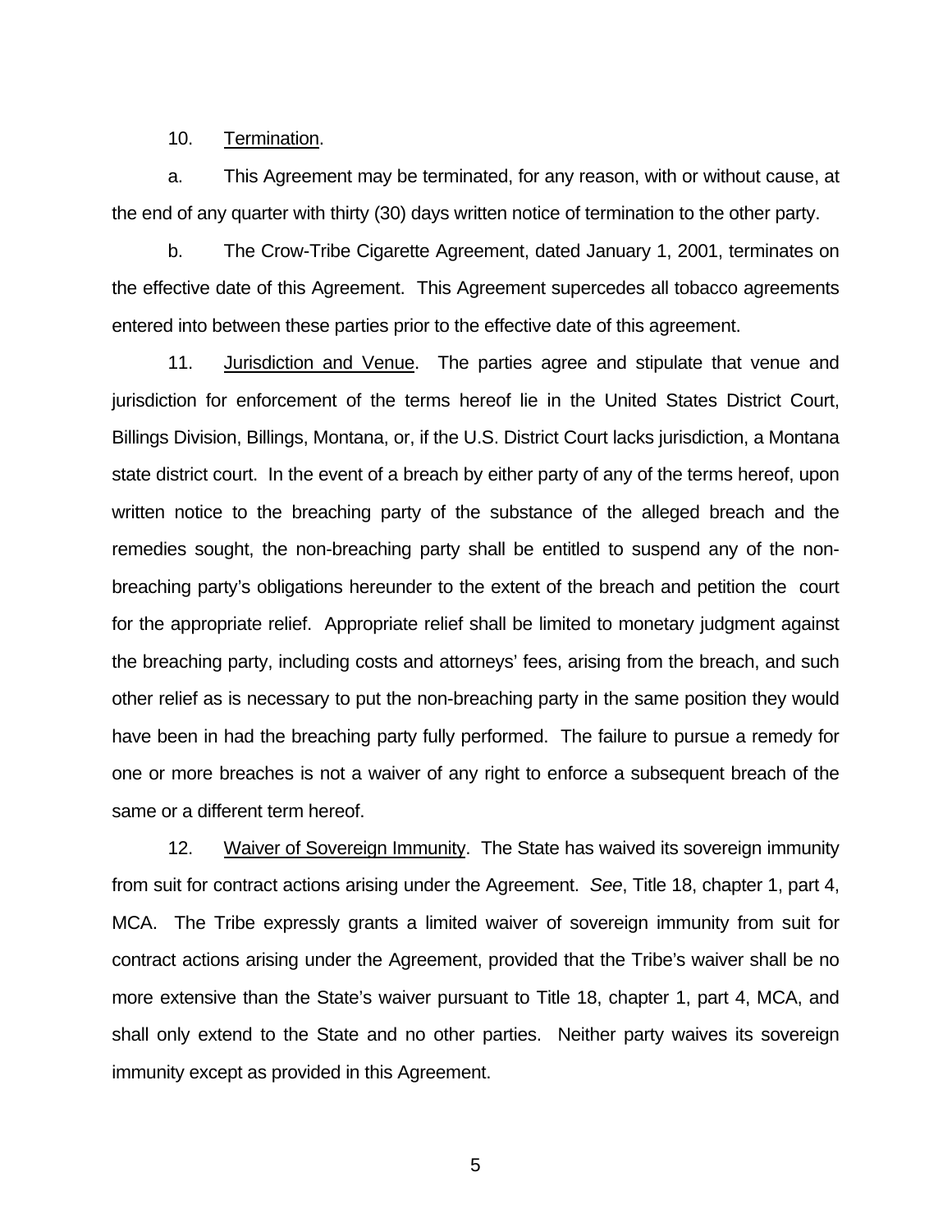10. Termination.

a. This Agreement may be terminated, for any reason, with or without cause, at the end of any quarter with thirty (30) days written notice of termination to the other party.

b. The Crow-Tribe Cigarette Agreement, dated January 1, 2001, terminates on the effective date of this Agreement. This Agreement supercedes all tobacco agreements entered into between these parties prior to the effective date of this agreement.

11. Jurisdiction and Venue. The parties agree and stipulate that venue and jurisdiction for enforcement of the terms hereof lie in the United States District Court, Billings Division, Billings, Montana, or, if the U.S. District Court lacks jurisdiction, a Montana state district court. In the event of a breach by either party of any of the terms hereof, upon written notice to the breaching party of the substance of the alleged breach and the remedies sought, the non-breaching party shall be entitled to suspend any of the non-breaching party's obligations hereunder to the extent of the breach and petition the court for the appropriate relief. Appropriate relief shall be limited to monetary judgment against the breaching party, including costs and attorneys' fees, arising from the breach, and such other relief as is necessary to put the non-breaching party in the same position they would have been in had the breaching party fully performed. The failure to pursue a remedy for one or more breaches is not a waiver of any right to enforce a subsequent breach of the same or a different term hereof.

12. Waiver of Sovereign Immunity. The State has waived its sovereign immunity from suit for contract actions arising under the Agreement. *See*, Title 18, chapter 1, part 4, MCA. The Tribe expressly grants a limited waiver of sovereign immunity from suit for contract actions arising under the Agreement, provided that the Tribe's waiver shall be no more extensive than the State's waiver pursuant to Title 18, chapter 1, part 4, MCA, and shall only extend to the State and no other parties. Neither party waives its sovereign immunity except as provided in this Agreement.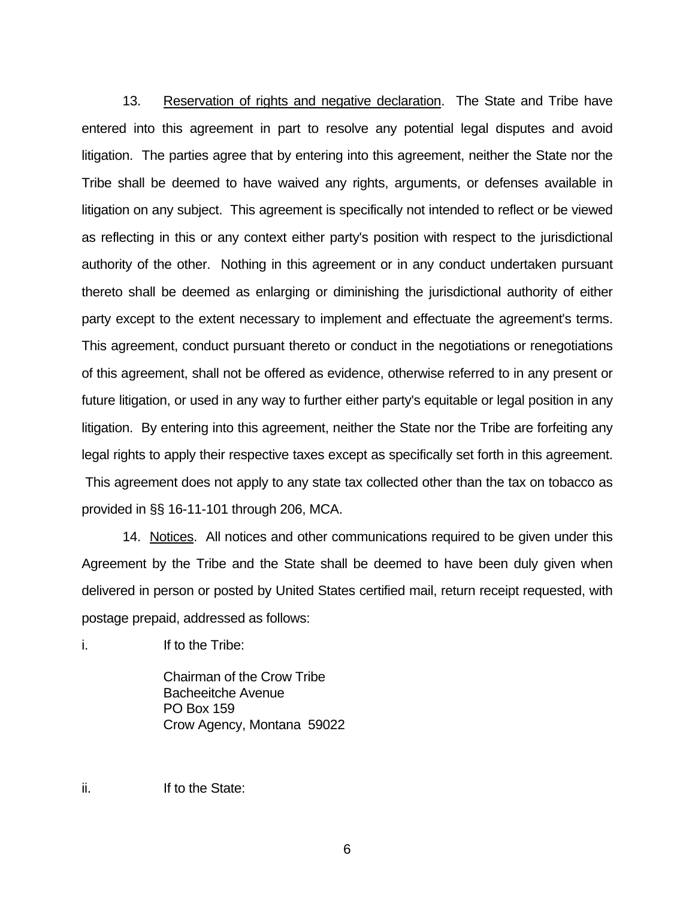13. Reservation of rights and negative declaration. The State and Tribe have entered into this agreement in part to resolve any potential legal disputes and avoid litigation. The parties agree that by entering into this agreement, neither the State nor the Tribe shall be deemed to have waived any rights, arguments, or defenses available in litigation on any subject. This agreement is specifically not intended to reflect or be viewed as reflecting in this or any context either party's position with respect to the jurisdictional authority of the other. Nothing in this agreement or in any conduct undertaken pursuant thereto shall be deemed as enlarging or diminishing the jurisdictional authority of either party except to the extent necessary to implement and effectuate the agreement's terms. This agreement, conduct pursuant thereto or conduct in the negotiations or renegotiations of this agreement, shall not be offered as evidence, otherwise referred to in any present or future litigation, or used in any way to further either party's equitable or legal position in any litigation. By entering into this agreement, neither the State nor the Tribe are forfeiting any legal rights to apply their respective taxes except as specifically set forth in this agreement. This agreement does not apply to any state tax collected other than the tax on tobacco as provided in §§ 16-11-101 through 206, MCA.

14. Notices. All notices and other communications required to be given under this Agreement by the Tribe and the State shall be deemed to have been duly given when delivered in person or posted by United States certified mail, return receipt requested, with postage prepaid, addressed as follows:

i. If to the Tribe:

Chairman of the Crow Tribe
Bacheeitche Avenue
PO Box 159
Crow Agency, Montana 59022

ii. If to the State: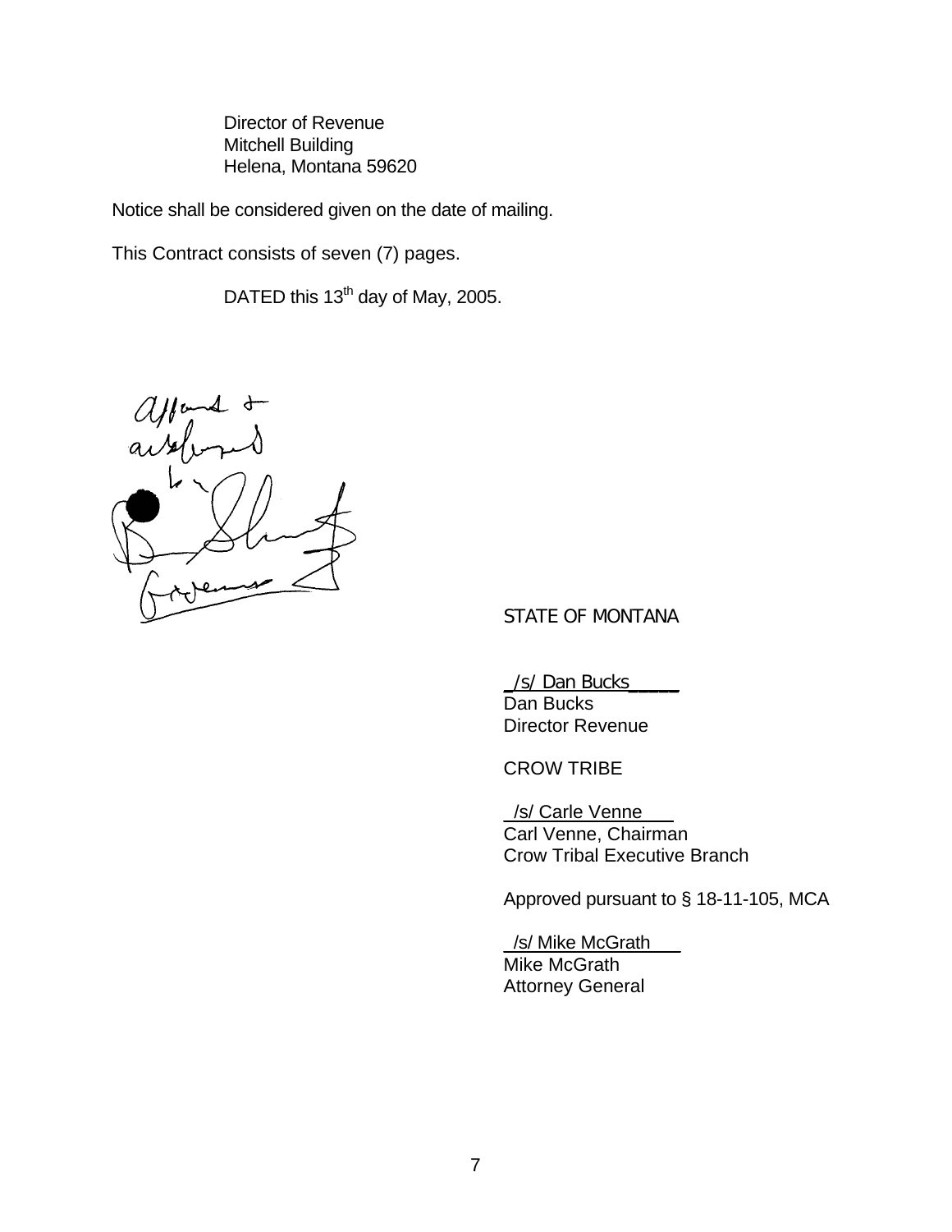Director of Revenue
Mitchell Building
Helena, Montana 59620

Notice shall be considered given on the date of mailing.

This Contract consists of seven (7) pages.

DATED this 13th day of May, 2005.

STATE OF MONTANA

_/s/ Dan Bucks_____
Dan Bucks
Director Revenue

CROW TRIBE

/s/ Carle Venne
Carl Venne, Chairman
Crow Tribal Executive Branch

Approved pursuant to § 18-11-105, MCA

/s/ Mike McGrath
Mike McGrath
Attorney General